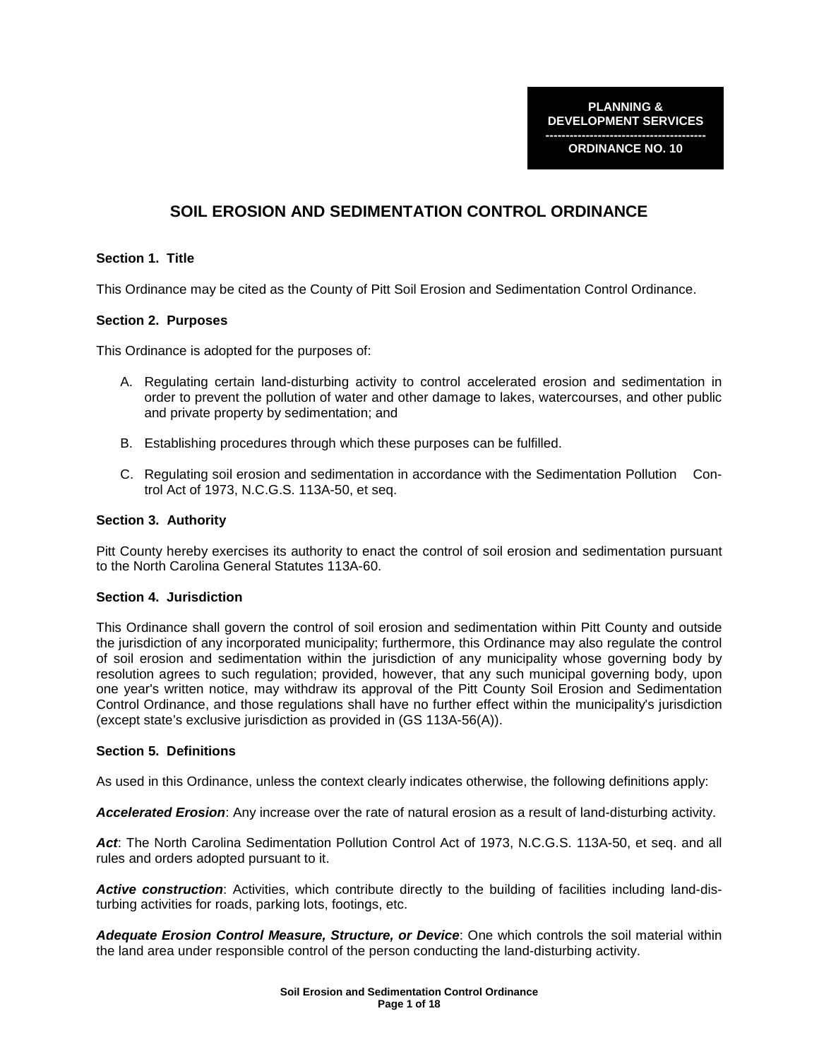**PLANNING & DEVELOPMENT SERVICES**

**ORDINANCE NO. 10**

# SOIL EROSION AND SEDIMENTATION CONTROL ORDINANCE

### Section 1. Title

This Ordinance may be cited as the County of Pitt Soil Erosion and Sedimentation Control Ordinance.

### Section 2. Purposes

This Ordinance is adopted for the purposes of:

A. Regulating certain land-disturbing activity to control accelerated erosion and sedimentation in order to prevent the pollution of water and other damage to lakes, watercourses, and other public and private property by sedimentation; and

B. Establishing procedures through which these purposes can be fulfilled.

C. Regulating soil erosion and sedimentation in accordance with the Sedimentation Pollution Control Act of 1973, N.C.G.S. 113A-50, et seq.

### Section 3. Authority

Pitt County hereby exercises its authority to enact the control of soil erosion and sedimentation pursuant to the North Carolina General Statutes 113A-60.

### Section 4. Jurisdiction

This Ordinance shall govern the control of soil erosion and sedimentation within Pitt County and outside the jurisdiction of any incorporated municipality; furthermore, this Ordinance may also regulate the control of soil erosion and sedimentation within the jurisdiction of any municipality whose governing body by resolution agrees to such regulation; provided, however, that any such municipal governing body, upon one year's written notice, may withdraw its approval of the Pitt County Soil Erosion and Sedimentation Control Ordinance, and those regulations shall have no further effect within the municipality's jurisdiction (except state's exclusive jurisdiction as provided in (GS 113A-56(A)).

### Section 5. Definitions

As used in this Ordinance, unless the context clearly indicates otherwise, the following definitions apply:

***Accelerated Erosion***: Any increase over the rate of natural erosion as a result of land-disturbing activity.

***Act***: The North Carolina Sedimentation Pollution Control Act of 1973, N.C.G.S. 113A-50, et seq. and all rules and orders adopted pursuant to it.

***Active construction***: Activities, which contribute directly to the building of facilities including land-disturbing activities for roads, parking lots, footings, etc.

***Adequate Erosion Control Measure, Structure, or Device***: One which controls the soil material within the land area under responsible control of the person conducting the land-disturbing activity.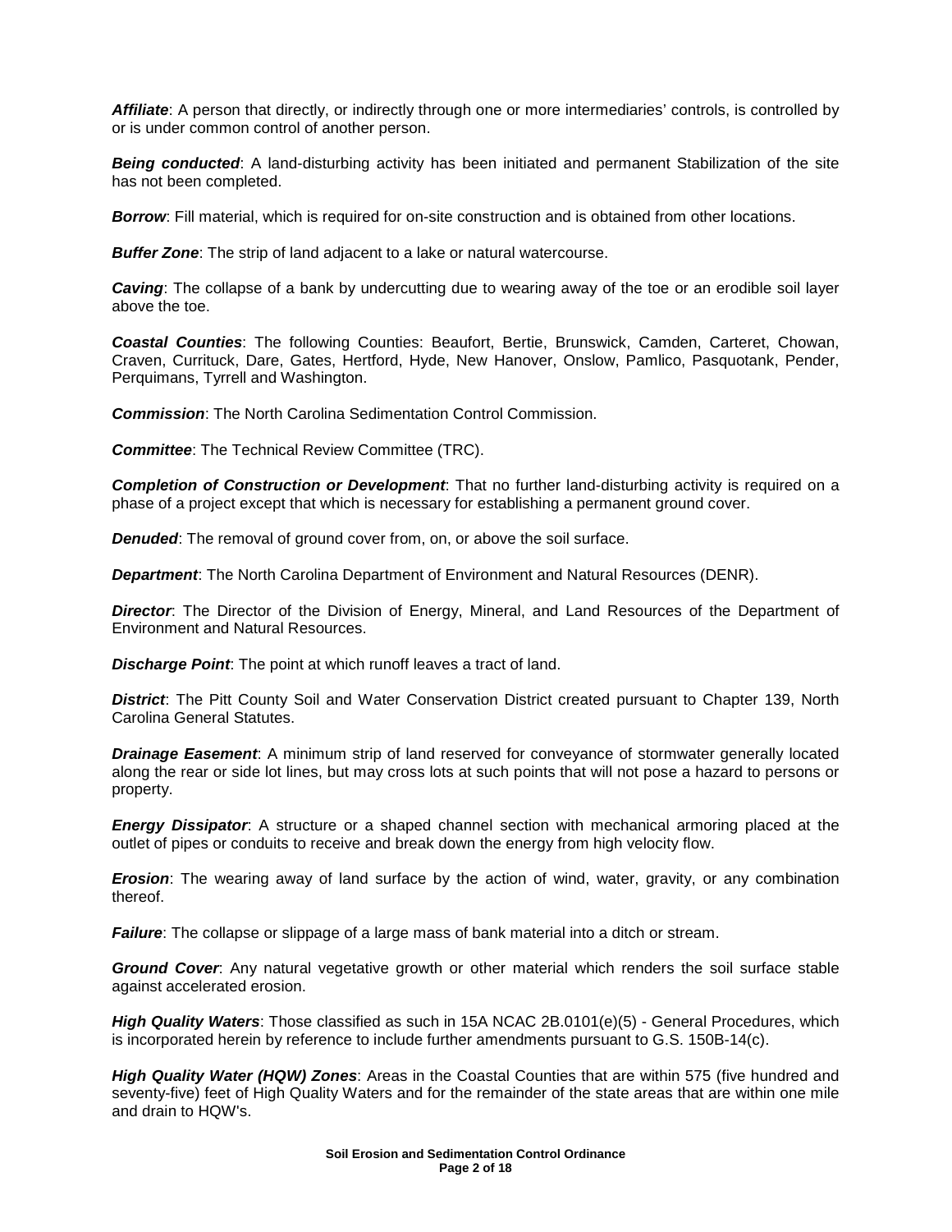***Affiliate***: A person that directly, or indirectly through one or more intermediaries' controls, is controlled by or is under common control of another person.

***Being conducted***: A land-disturbing activity has been initiated and permanent Stabilization of the site has not been completed.

***Borrow***: Fill material, which is required for on-site construction and is obtained from other locations.

***Buffer Zone***: The strip of land adjacent to a lake or natural watercourse.

***Caving***: The collapse of a bank by undercutting due to wearing away of the toe or an erodible soil layer above the toe.

***Coastal Counties***: The following Counties: Beaufort, Bertie, Brunswick, Camden, Carteret, Chowan, Craven, Currituck, Dare, Gates, Hertford, Hyde, New Hanover, Onslow, Pamlico, Pasquotank, Pender, Perquimans, Tyrrell and Washington.

***Commission***: The North Carolina Sedimentation Control Commission.

***Committee***: The Technical Review Committee (TRC).

***Completion of Construction or Development***: That no further land-disturbing activity is required on a phase of a project except that which is necessary for establishing a permanent ground cover.

***Denuded***: The removal of ground cover from, on, or above the soil surface.

***Department***: The North Carolina Department of Environment and Natural Resources (DENR).

***Director***: The Director of the Division of Energy, Mineral, and Land Resources of the Department of Environment and Natural Resources.

***Discharge Point***: The point at which runoff leaves a tract of land.

***District***: The Pitt County Soil and Water Conservation District created pursuant to Chapter 139, North Carolina General Statutes.

***Drainage Easement***: A minimum strip of land reserved for conveyance of stormwater generally located along the rear or side lot lines, but may cross lots at such points that will not pose a hazard to persons or property.

***Energy Dissipator***: A structure or a shaped channel section with mechanical armoring placed at the outlet of pipes or conduits to receive and break down the energy from high velocity flow.

***Erosion***: The wearing away of land surface by the action of wind, water, gravity, or any combination thereof.

***Failure***: The collapse or slippage of a large mass of bank material into a ditch or stream.

***Ground Cover***: Any natural vegetative growth or other material which renders the soil surface stable against accelerated erosion.

***High Quality Waters***: Those classified as such in 15A NCAC 2B.0101(e)(5) - General Procedures, which is incorporated herein by reference to include further amendments pursuant to G.S. 150B-14(c).

***High Quality Water (HQW) Zones***: Areas in the Coastal Counties that are within 575 (five hundred and seventy-five) feet of High Quality Waters and for the remainder of the state areas that are within one mile and drain to HQW's.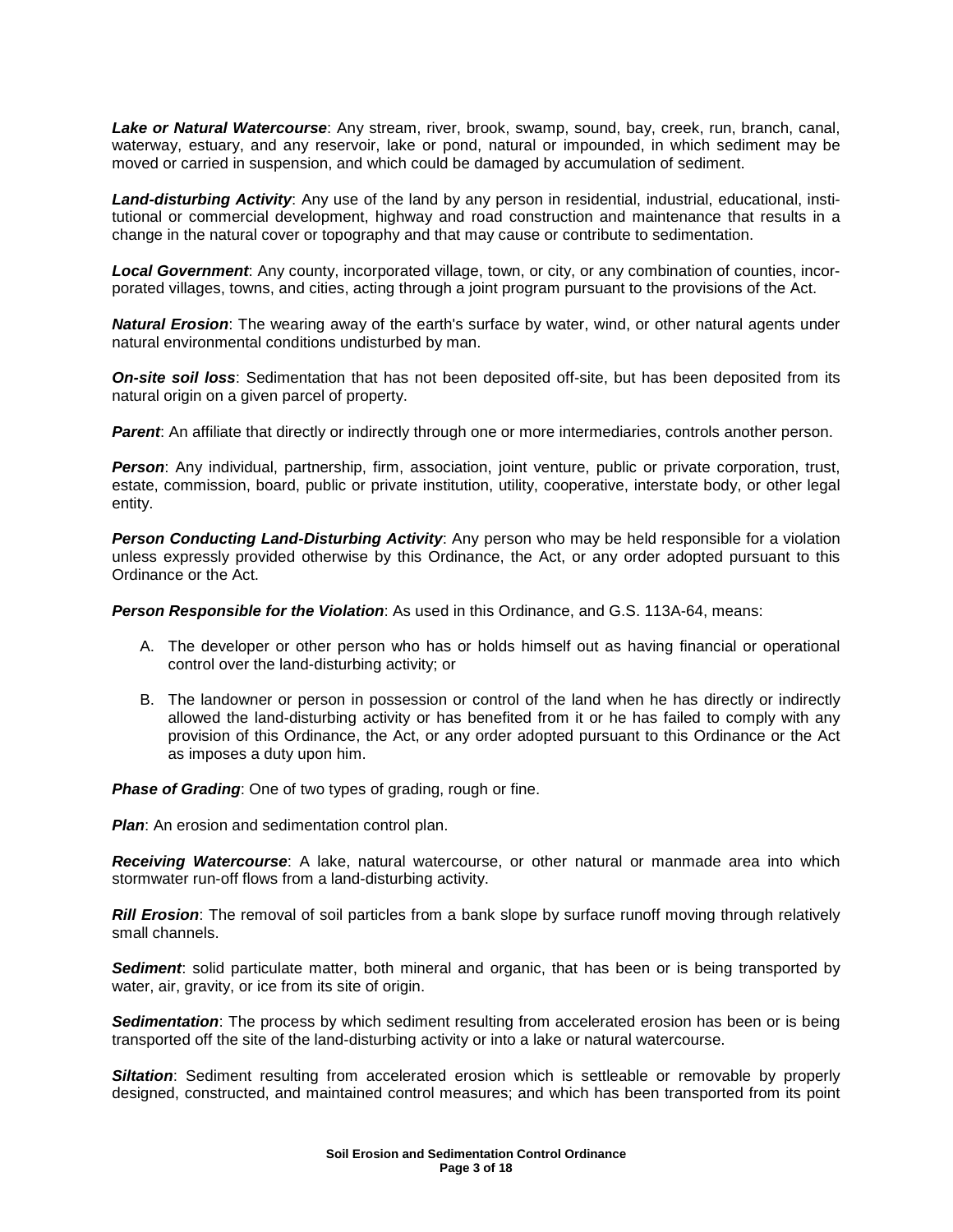***Lake or Natural Watercourse***: Any stream, river, brook, swamp, sound, bay, creek, run, branch, canal, waterway, estuary, and any reservoir, lake or pond, natural or impounded, in which sediment may be moved or carried in suspension, and which could be damaged by accumulation of sediment.

***Land-disturbing Activity***: Any use of the land by any person in residential, industrial, educational, institutional or commercial development, highway and road construction and maintenance that results in a change in the natural cover or topography and that may cause or contribute to sedimentation.

***Local Government***: Any county, incorporated village, town, or city, or any combination of counties, incorporated villages, towns, and cities, acting through a joint program pursuant to the provisions of the Act.

***Natural Erosion***: The wearing away of the earth's surface by water, wind, or other natural agents under natural environmental conditions undisturbed by man.

***On-site soil loss***: Sedimentation that has not been deposited off-site, but has been deposited from its natural origin on a given parcel of property.

***Parent***: An affiliate that directly or indirectly through one or more intermediaries, controls another person.

***Person***: Any individual, partnership, firm, association, joint venture, public or private corporation, trust, estate, commission, board, public or private institution, utility, cooperative, interstate body, or other legal entity.

***Person Conducting Land-Disturbing Activity***: Any person who may be held responsible for a violation unless expressly provided otherwise by this Ordinance, the Act, or any order adopted pursuant to this Ordinance or the Act.

***Person Responsible for the Violation***: As used in this Ordinance, and G.S. 113A-64, means:

A. The developer or other person who has or holds himself out as having financial or operational control over the land-disturbing activity; or

B. The landowner or person in possession or control of the land when he has directly or indirectly allowed the land-disturbing activity or has benefited from it or he has failed to comply with any provision of this Ordinance, the Act, or any order adopted pursuant to this Ordinance or the Act as imposes a duty upon him.

***Phase of Grading***: One of two types of grading, rough or fine.

***Plan***: An erosion and sedimentation control plan.

***Receiving Watercourse***: A lake, natural watercourse, or other natural or manmade area into which stormwater run-off flows from a land-disturbing activity.

***Rill Erosion***: The removal of soil particles from a bank slope by surface runoff moving through relatively small channels.

***Sediment***: solid particulate matter, both mineral and organic, that has been or is being transported by water, air, gravity, or ice from its site of origin.

***Sedimentation***: The process by which sediment resulting from accelerated erosion has been or is being transported off the site of the land-disturbing activity or into a lake or natural watercourse.

***Siltation***: Sediment resulting from accelerated erosion which is settleable or removable by properly designed, constructed, and maintained control measures; and which has been transported from its point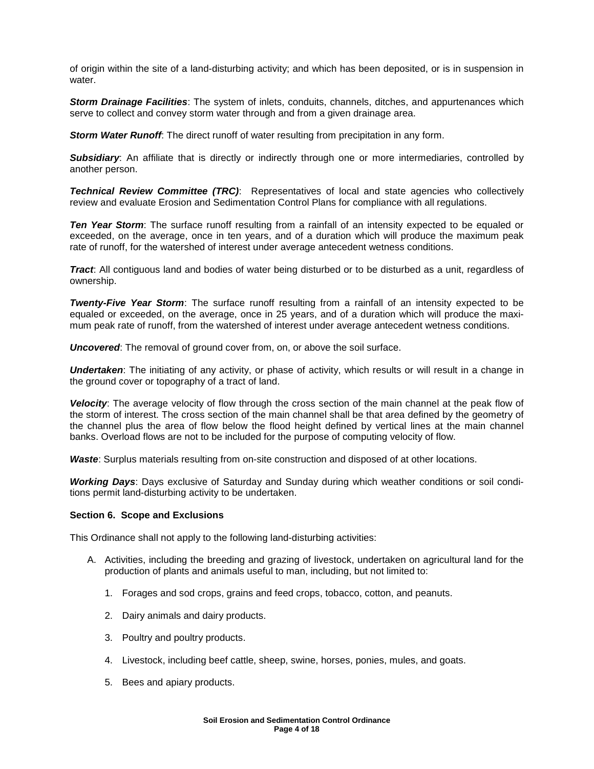of origin within the site of a land-disturbing activity; and which has been deposited, or is in suspension in water.

***Storm Drainage Facilities***: The system of inlets, conduits, channels, ditches, and appurtenances which serve to collect and convey storm water through and from a given drainage area.

***Storm Water Runoff***: The direct runoff of water resulting from precipitation in any form.

***Subsidiary***: An affiliate that is directly or indirectly through one or more intermediaries, controlled by another person.

***Technical Review Committee (TRC)***: Representatives of local and state agencies who collectively review and evaluate Erosion and Sedimentation Control Plans for compliance with all regulations.

***Ten Year Storm***: The surface runoff resulting from a rainfall of an intensity expected to be equaled or exceeded, on the average, once in ten years, and of a duration which will produce the maximum peak rate of runoff, for the watershed of interest under average antecedent wetness conditions.

***Tract***: All contiguous land and bodies of water being disturbed or to be disturbed as a unit, regardless of ownership.

***Twenty-Five Year Storm***: The surface runoff resulting from a rainfall of an intensity expected to be equaled or exceeded, on the average, once in 25 years, and of a duration which will produce the maximum peak rate of runoff, from the watershed of interest under average antecedent wetness conditions.

***Uncovered***: The removal of ground cover from, on, or above the soil surface.

***Undertaken***: The initiating of any activity, or phase of activity, which results or will result in a change in the ground cover or topography of a tract of land.

***Velocity***: The average velocity of flow through the cross section of the main channel at the peak flow of the storm of interest. The cross section of the main channel shall be that area defined by the geometry of the channel plus the area of flow below the flood height defined by vertical lines at the main channel banks. Overload flows are not to be included for the purpose of computing velocity of flow.

***Waste***: Surplus materials resulting from on-site construction and disposed of at other locations.

***Working Days***: Days exclusive of Saturday and Sunday during which weather conditions or soil conditions permit land-disturbing activity to be undertaken.

**Section 6. Scope and Exclusions**

This Ordinance shall not apply to the following land-disturbing activities:

A. Activities, including the breeding and grazing of livestock, undertaken on agricultural land for the production of plants and animals useful to man, including, but not limited to:

   1. Forages and sod crops, grains and feed crops, tobacco, cotton, and peanuts.

   2. Dairy animals and dairy products.

   3. Poultry and poultry products.

   4. Livestock, including beef cattle, sheep, swine, horses, ponies, mules, and goats.

   5. Bees and apiary products.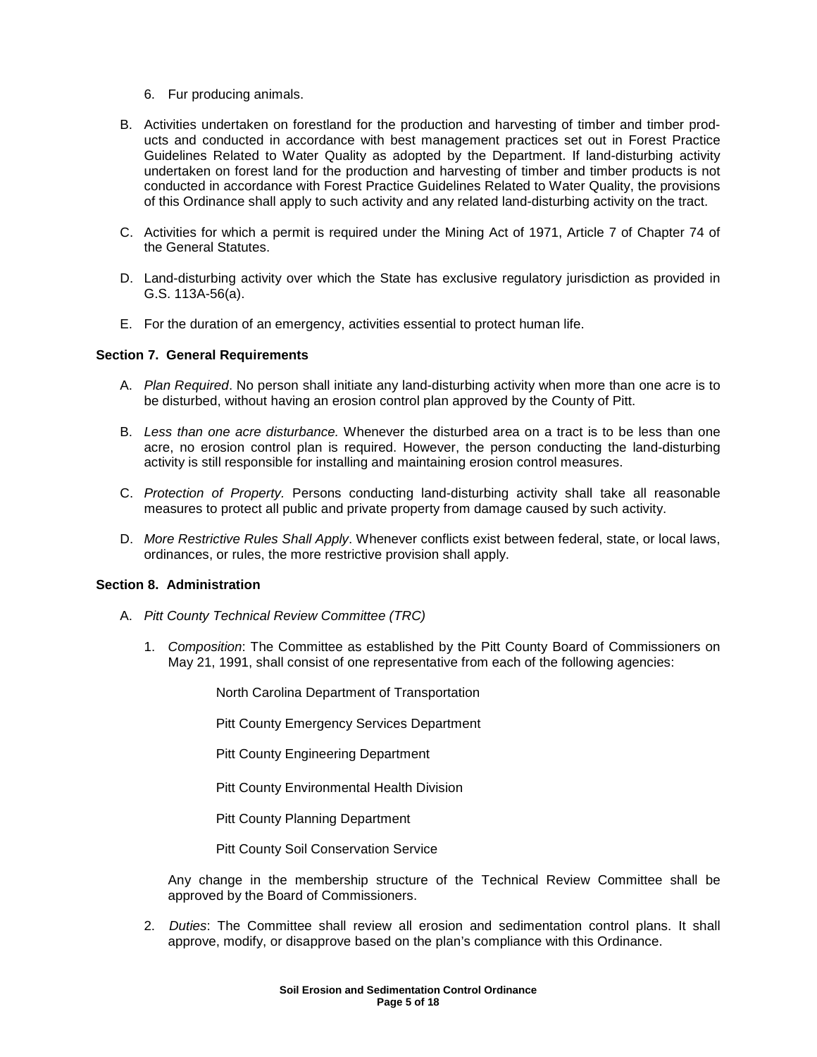6. Fur producing animals.

B. Activities undertaken on forestland for the production and harvesting of timber and timber products and conducted in accordance with best management practices set out in Forest Practice Guidelines Related to Water Quality as adopted by the Department. If land-disturbing activity undertaken on forest land for the production and harvesting of timber and timber products is not conducted in accordance with Forest Practice Guidelines Related to Water Quality, the provisions of this Ordinance shall apply to such activity and any related land-disturbing activity on the tract.

C. Activities for which a permit is required under the Mining Act of 1971, Article 7 of Chapter 74 of the General Statutes.

D. Land-disturbing activity over which the State has exclusive regulatory jurisdiction as provided in G.S. 113A-56(a).

E. For the duration of an emergency, activities essential to protect human life.

### Section 7. General Requirements

A. *Plan Required*. No person shall initiate any land-disturbing activity when more than one acre is to be disturbed, without having an erosion control plan approved by the County of Pitt.

B. *Less than one acre disturbance.* Whenever the disturbed area on a tract is to be less than one acre, no erosion control plan is required. However, the person conducting the land-disturbing activity is still responsible for installing and maintaining erosion control measures.

C. *Protection of Property.* Persons conducting land-disturbing activity shall take all reasonable measures to protect all public and private property from damage caused by such activity.

D. *More Restrictive Rules Shall Apply*. Whenever conflicts exist between federal, state, or local laws, ordinances, or rules, the more restrictive provision shall apply.

### Section 8. Administration

A. *Pitt County Technical Review Committee (TRC)*

1. *Composition*: The Committee as established by the Pitt County Board of Commissioners on May 21, 1991, shall consist of one representative from each of the following agencies:

    North Carolina Department of Transportation

    Pitt County Emergency Services Department

    Pitt County Engineering Department

    Pitt County Environmental Health Division

    Pitt County Planning Department

    Pitt County Soil Conservation Service

    Any change in the membership structure of the Technical Review Committee shall be approved by the Board of Commissioners.

2. *Duties*: The Committee shall review all erosion and sedimentation control plans. It shall approve, modify, or disapprove based on the plan's compliance with this Ordinance.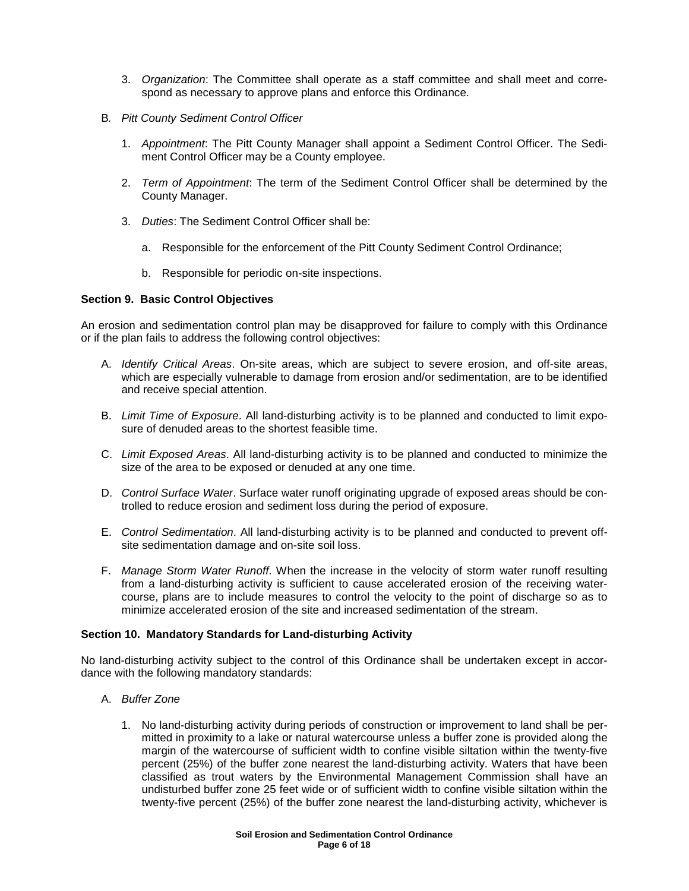3. *Organization*: The Committee shall operate as a staff committee and shall meet and correspond as necessary to approve plans and enforce this Ordinance.

B. *Pitt County Sediment Control Officer*

1. *Appointment*: The Pitt County Manager shall appoint a Sediment Control Officer. The Sediment Control Officer may be a County employee.

2. *Term of Appointment*: The term of the Sediment Control Officer shall be determined by the County Manager.

3. *Duties*: The Sediment Control Officer shall be:

   a. Responsible for the enforcement of the Pitt County Sediment Control Ordinance;

   b. Responsible for periodic on-site inspections.

**Section 9. Basic Control Objectives**

An erosion and sedimentation control plan may be disapproved for failure to comply with this Ordinance or if the plan fails to address the following control objectives:

A. *Identify Critical Areas*. On-site areas, which are subject to severe erosion, and off-site areas, which are especially vulnerable to damage from erosion and/or sedimentation, are to be identified and receive special attention.

B. *Limit Time of Exposure*. All land-disturbing activity is to be planned and conducted to limit exposure of denuded areas to the shortest feasible time.

C. *Limit Exposed Areas*. All land-disturbing activity is to be planned and conducted to minimize the size of the area to be exposed or denuded at any one time.

D. *Control Surface Water*. Surface water runoff originating upgrade of exposed areas should be controlled to reduce erosion and sediment loss during the period of exposure.

E. *Control Sedimentation*. All land-disturbing activity is to be planned and conducted to prevent off-site sedimentation damage and on-site soil loss.

F. *Manage Storm Water Runoff*. When the increase in the velocity of storm water runoff resulting from a land-disturbing activity is sufficient to cause accelerated erosion of the receiving watercourse, plans are to include measures to control the velocity to the point of discharge so as to minimize accelerated erosion of the site and increased sedimentation of the stream.

**Section 10. Mandatory Standards for Land-disturbing Activity**

No land-disturbing activity subject to the control of this Ordinance shall be undertaken except in accordance with the following mandatory standards:

A. *Buffer Zone*

1. No land-disturbing activity during periods of construction or improvement to land shall be permitted in proximity to a lake or natural watercourse unless a buffer zone is provided along the margin of the watercourse of sufficient width to confine visible siltation within the twenty-five percent (25%) of the buffer zone nearest the land-disturbing activity. Waters that have been classified as trout waters by the Environmental Management Commission shall have an undisturbed buffer zone 25 feet wide or of sufficient width to confine visible siltation within the twenty-five percent (25%) of the buffer zone nearest the land-disturbing activity, whichever is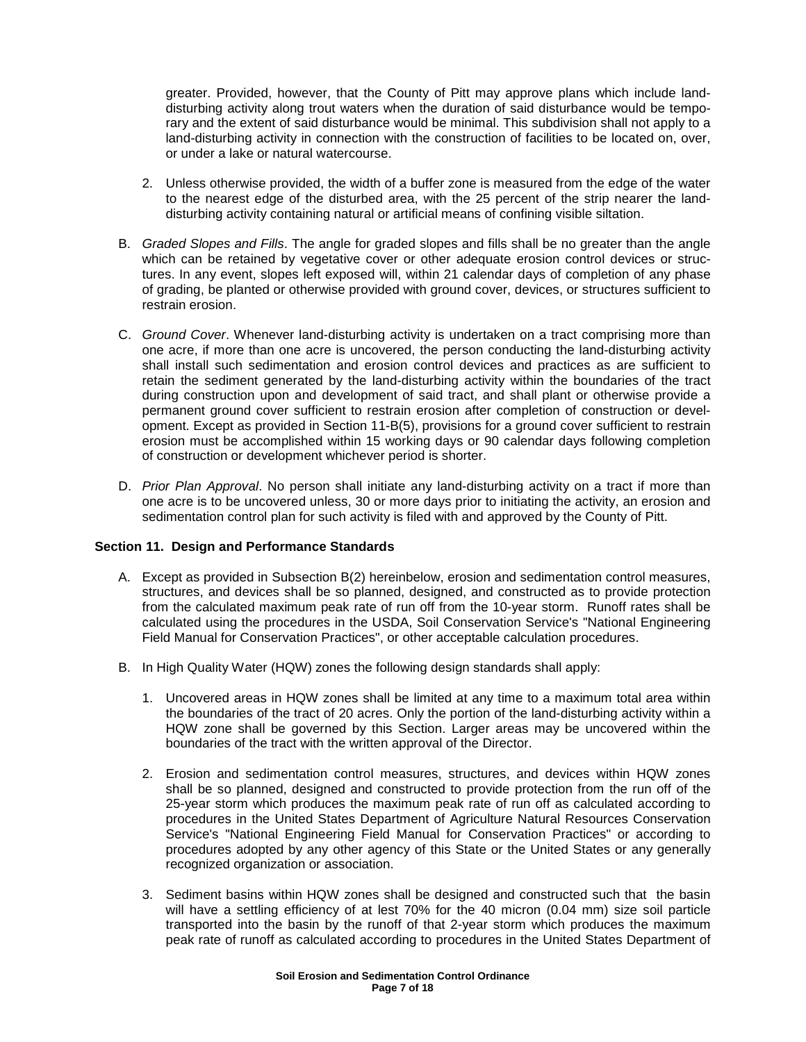greater. Provided, however, that the County of Pitt may approve plans which include land-disturbing activity along trout waters when the duration of said disturbance would be temporary and the extent of said disturbance would be minimal. This subdivision shall not apply to a land-disturbing activity in connection with the construction of facilities to be located on, over, or under a lake or natural watercourse.

2. Unless otherwise provided, the width of a buffer zone is measured from the edge of the water to the nearest edge of the disturbed area, with the 25 percent of the strip nearer the land-disturbing activity containing natural or artificial means of confining visible siltation.

B. *Graded Slopes and Fills*. The angle for graded slopes and fills shall be no greater than the angle which can be retained by vegetative cover or other adequate erosion control devices or structures. In any event, slopes left exposed will, within 21 calendar days of completion of any phase of grading, be planted or otherwise provided with ground cover, devices, or structures sufficient to restrain erosion.

C. *Ground Cover*. Whenever land-disturbing activity is undertaken on a tract comprising more than one acre, if more than one acre is uncovered, the person conducting the land-disturbing activity shall install such sedimentation and erosion control devices and practices as are sufficient to retain the sediment generated by the land-disturbing activity within the boundaries of the tract during construction upon and development of said tract, and shall plant or otherwise provide a permanent ground cover sufficient to restrain erosion after completion of construction or development. Except as provided in Section 11-B(5), provisions for a ground cover sufficient to restrain erosion must be accomplished within 15 working days or 90 calendar days following completion of construction or development whichever period is shorter.

D. *Prior Plan Approval*. No person shall initiate any land-disturbing activity on a tract if more than one acre is to be uncovered unless, 30 or more days prior to initiating the activity, an erosion and sedimentation control plan for such activity is filed with and approved by the County of Pitt.

**Section 11. Design and Performance Standards**

A. Except as provided in Subsection B(2) hereinbelow, erosion and sedimentation control measures, structures, and devices shall be so planned, designed, and constructed as to provide protection from the calculated maximum peak rate of run off from the 10-year storm. Runoff rates shall be calculated using the procedures in the USDA, Soil Conservation Service's "National Engineering Field Manual for Conservation Practices", or other acceptable calculation procedures.

B. In High Quality Water (HQW) zones the following design standards shall apply:

1. Uncovered areas in HQW zones shall be limited at any time to a maximum total area within the boundaries of the tract of 20 acres. Only the portion of the land-disturbing activity within a HQW zone shall be governed by this Section. Larger areas may be uncovered within the boundaries of the tract with the written approval of the Director.

2. Erosion and sedimentation control measures, structures, and devices within HQW zones shall be so planned, designed and constructed to provide protection from the run off of the 25-year storm which produces the maximum peak rate of run off as calculated according to procedures in the United States Department of Agriculture Natural Resources Conservation Service's "National Engineering Field Manual for Conservation Practices" or according to procedures adopted by any other agency of this State or the United States or any generally recognized organization or association.

3. Sediment basins within HQW zones shall be designed and constructed such that the basin will have a settling efficiency of at lest 70% for the 40 micron (0.04 mm) size soil particle transported into the basin by the runoff of that 2-year storm which produces the maximum peak rate of runoff as calculated according to procedures in the United States Department of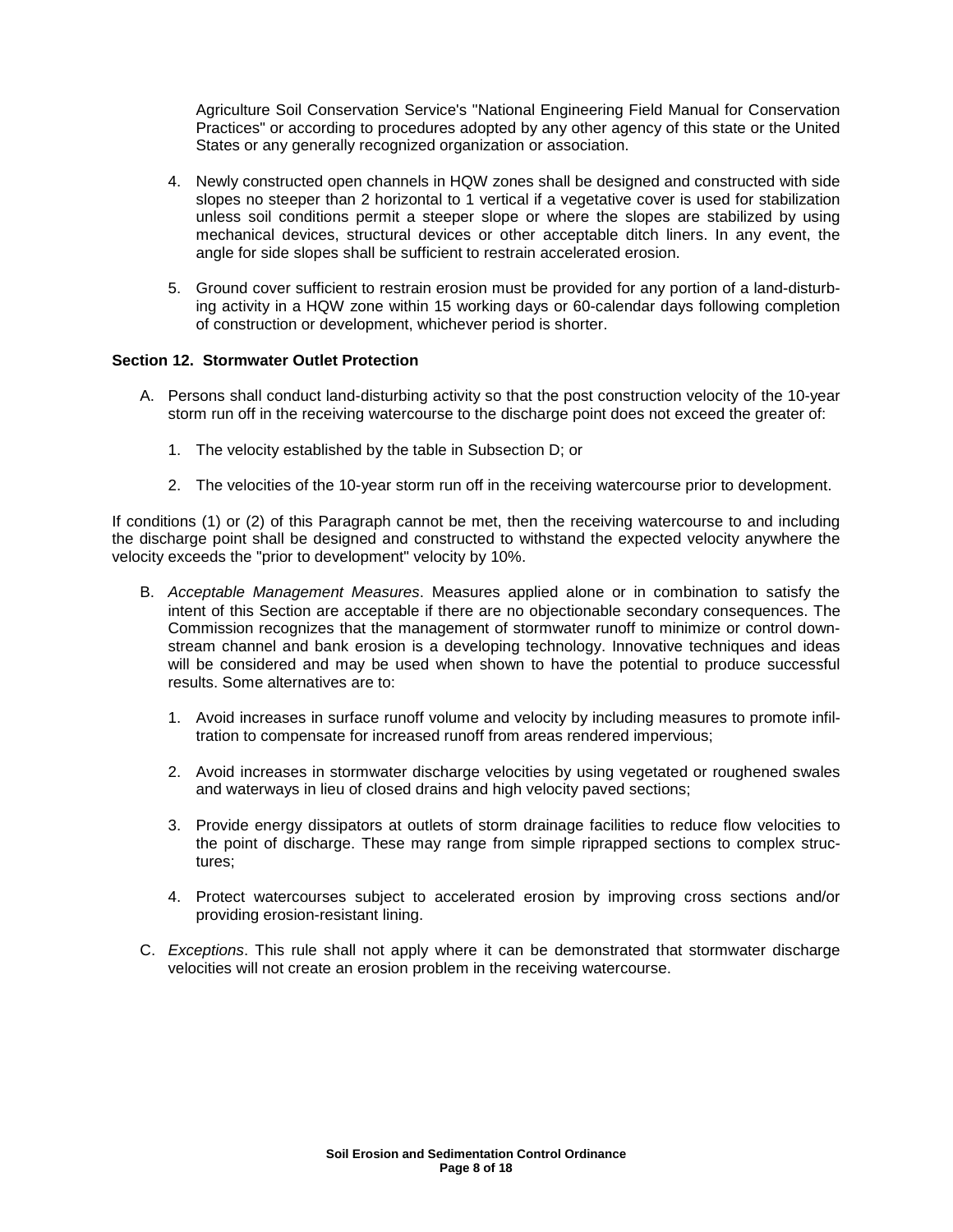Agriculture Soil Conservation Service's "National Engineering Field Manual for Conservation Practices" or according to procedures adopted by any other agency of this state or the United States or any generally recognized organization or association.

4. Newly constructed open channels in HQW zones shall be designed and constructed with side slopes no steeper than 2 horizontal to 1 vertical if a vegetative cover is used for stabilization unless soil conditions permit a steeper slope or where the slopes are stabilized by using mechanical devices, structural devices or other acceptable ditch liners. In any event, the angle for side slopes shall be sufficient to restrain accelerated erosion.

5. Ground cover sufficient to restrain erosion must be provided for any portion of a land-disturbing activity in a HQW zone within 15 working days or 60-calendar days following completion of construction or development, whichever period is shorter.

**Section 12. Stormwater Outlet Protection**

A. Persons shall conduct land-disturbing activity so that the post construction velocity of the 10-year storm run off in the receiving watercourse to the discharge point does not exceed the greater of:

   1. The velocity established by the table in Subsection D; or

   2. The velocities of the 10-year storm run off in the receiving watercourse prior to development.

If conditions (1) or (2) of this Paragraph cannot be met, then the receiving watercourse to and including the discharge point shall be designed and constructed to withstand the expected velocity anywhere the velocity exceeds the "prior to development" velocity by 10%.

B. *Acceptable Management Measures*. Measures applied alone or in combination to satisfy the intent of this Section are acceptable if there are no objectionable secondary consequences. The Commission recognizes that the management of stormwater runoff to minimize or control downstream channel and bank erosion is a developing technology. Innovative techniques and ideas will be considered and may be used when shown to have the potential to produce successful results. Some alternatives are to:

   1. Avoid increases in surface runoff volume and velocity by including measures to promote infiltration to compensate for increased runoff from areas rendered impervious;

   2. Avoid increases in stormwater discharge velocities by using vegetated or roughened swales and waterways in lieu of closed drains and high velocity paved sections;

   3. Provide energy dissipators at outlets of storm drainage facilities to reduce flow velocities to the point of discharge. These may range from simple riprapped sections to complex structures;

   4. Protect watercourses subject to accelerated erosion by improving cross sections and/or providing erosion-resistant lining.

C. *Exceptions*. This rule shall not apply where it can be demonstrated that stormwater discharge velocities will not create an erosion problem in the receiving watercourse.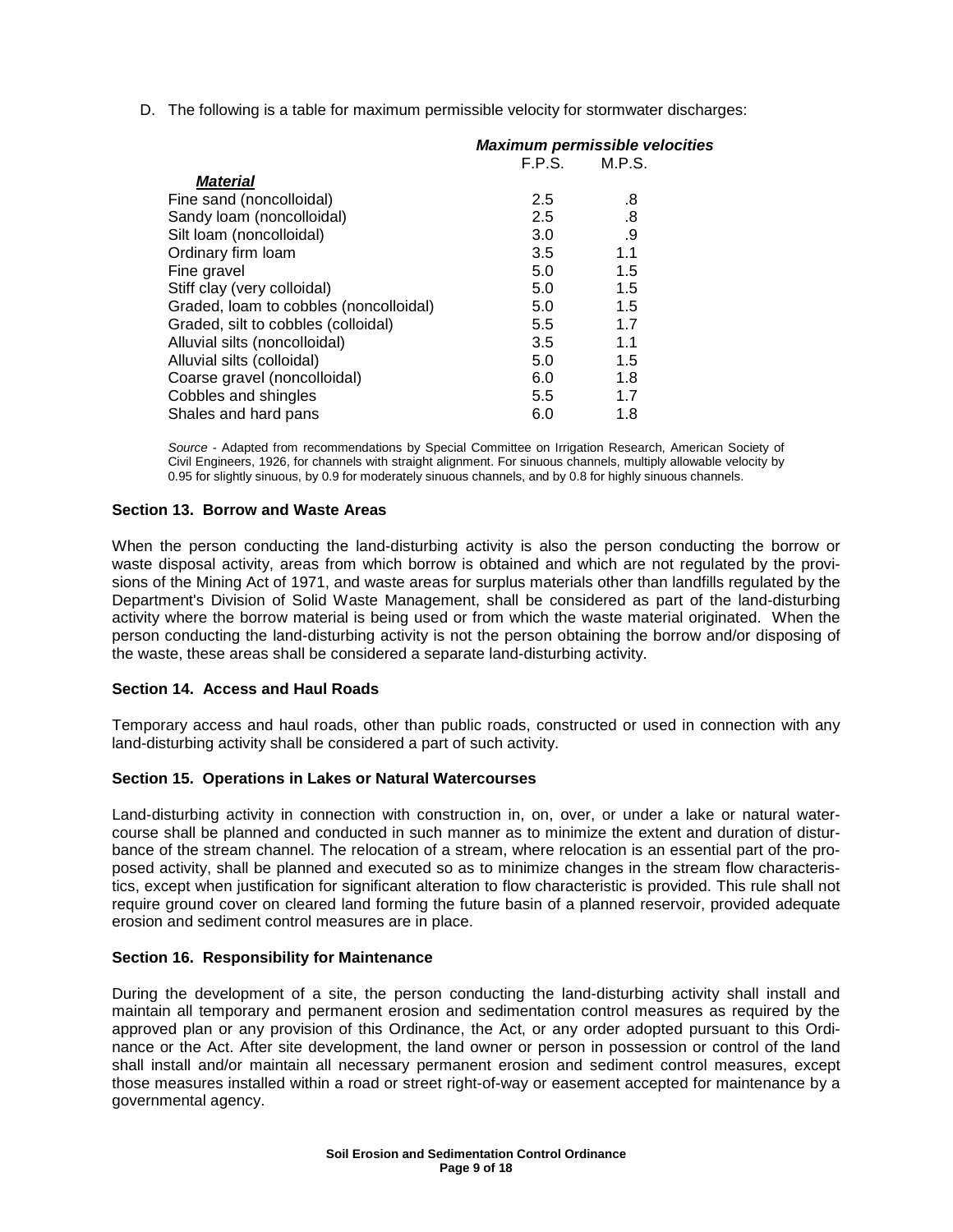D. The following is a table for maximum permissible velocity for stormwater discharges:

| ***Material*** | ***Maximum permissible velocities*** F.P.S. | M.P.S. |
|---|---|---|
| Fine sand (noncolloidal) | 2.5 | .8 |
| Sandy loam (noncolloidal) | 2.5 | .8 |
| Silt loam (noncolloidal) | 3.0 | .9 |
| Ordinary firm loam | 3.5 | 1.1 |
| Fine gravel | 5.0 | 1.5 |
| Stiff clay (very colloidal) | 5.0 | 1.5 |
| Graded, loam to cobbles (noncolloidal) | 5.0 | 1.5 |
| Graded, silt to cobbles (colloidal) | 5.5 | 1.7 |
| Alluvial silts (noncolloidal) | 3.5 | 1.1 |
| Alluvial silts (colloidal) | 5.0 | 1.5 |
| Coarse gravel (noncolloidal) | 6.0 | 1.8 |
| Cobbles and shingles | 5.5 | 1.7 |
| Shales and hard pans | 6.0 | 1.8 |

*Source* - Adapted from recommendations by Special Committee on Irrigation Research, American Society of Civil Engineers, 1926, for channels with straight alignment. For sinuous channels, multiply allowable velocity by 0.95 for slightly sinuous, by 0.9 for moderately sinuous channels, and by 0.8 for highly sinuous channels.

### Section 13. Borrow and Waste Areas

When the person conducting the land-disturbing activity is also the person conducting the borrow or waste disposal activity, areas from which borrow is obtained and which are not regulated by the provisions of the Mining Act of 1971, and waste areas for surplus materials other than landfills regulated by the Department's Division of Solid Waste Management, shall be considered as part of the land-disturbing activity where the borrow material is being used or from which the waste material originated. When the person conducting the land-disturbing activity is not the person obtaining the borrow and/or disposing of the waste, these areas shall be considered a separate land-disturbing activity.

### Section 14. Access and Haul Roads

Temporary access and haul roads, other than public roads, constructed or used in connection with any land-disturbing activity shall be considered a part of such activity.

### Section 15. Operations in Lakes or Natural Watercourses

Land-disturbing activity in connection with construction in, on, over, or under a lake or natural watercourse shall be planned and conducted in such manner as to minimize the extent and duration of disturbance of the stream channel. The relocation of a stream, where relocation is an essential part of the proposed activity, shall be planned and executed so as to minimize changes in the stream flow characteristics, except when justification for significant alteration to flow characteristic is provided. This rule shall not require ground cover on cleared land forming the future basin of a planned reservoir, provided adequate erosion and sediment control measures are in place.

### Section 16. Responsibility for Maintenance

During the development of a site, the person conducting the land-disturbing activity shall install and maintain all temporary and permanent erosion and sedimentation control measures as required by the approved plan or any provision of this Ordinance, the Act, or any order adopted pursuant to this Ordinance or the Act. After site development, the land owner or person in possession or control of the land shall install and/or maintain all necessary permanent erosion and sediment control measures, except those measures installed within a road or street right-of-way or easement accepted for maintenance by a governmental agency.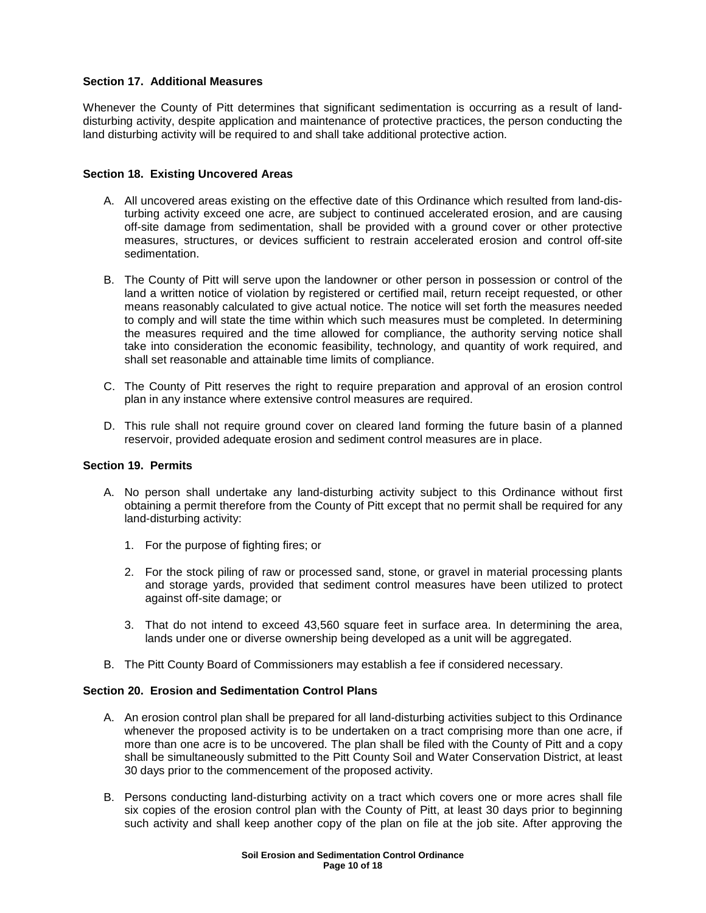### Section 17. Additional Measures

Whenever the County of Pitt determines that significant sedimentation is occurring as a result of land-disturbing activity, despite application and maintenance of protective practices, the person conducting the land disturbing activity will be required to and shall take additional protective action.

### Section 18. Existing Uncovered Areas

A. All uncovered areas existing on the effective date of this Ordinance which resulted from land-disturbing activity exceed one acre, are subject to continued accelerated erosion, and are causing off-site damage from sedimentation, shall be provided with a ground cover or other protective measures, structures, or devices sufficient to restrain accelerated erosion and control off-site sedimentation.

B. The County of Pitt will serve upon the landowner or other person in possession or control of the land a written notice of violation by registered or certified mail, return receipt requested, or other means reasonably calculated to give actual notice. The notice will set forth the measures needed to comply and will state the time within which such measures must be completed. In determining the measures required and the time allowed for compliance, the authority serving notice shall take into consideration the economic feasibility, technology, and quantity of work required, and shall set reasonable and attainable time limits of compliance.

C. The County of Pitt reserves the right to require preparation and approval of an erosion control plan in any instance where extensive control measures are required.

D. This rule shall not require ground cover on cleared land forming the future basin of a planned reservoir, provided adequate erosion and sediment control measures are in place.

### Section 19. Permits

A. No person shall undertake any land-disturbing activity subject to this Ordinance without first obtaining a permit therefore from the County of Pitt except that no permit shall be required for any land-disturbing activity:

   1. For the purpose of fighting fires; or

   2. For the stock piling of raw or processed sand, stone, or gravel in material processing plants and storage yards, provided that sediment control measures have been utilized to protect against off-site damage; or

   3. That do not intend to exceed 43,560 square feet in surface area. In determining the area, lands under one or diverse ownership being developed as a unit will be aggregated.

B. The Pitt County Board of Commissioners may establish a fee if considered necessary.

### Section 20. Erosion and Sedimentation Control Plans

A. An erosion control plan shall be prepared for all land-disturbing activities subject to this Ordinance whenever the proposed activity is to be undertaken on a tract comprising more than one acre, if more than one acre is to be uncovered. The plan shall be filed with the County of Pitt and a copy shall be simultaneously submitted to the Pitt County Soil and Water Conservation District, at least 30 days prior to the commencement of the proposed activity.

B. Persons conducting land-disturbing activity on a tract which covers one or more acres shall file six copies of the erosion control plan with the County of Pitt, at least 30 days prior to beginning such activity and shall keep another copy of the plan on file at the job site. After approving the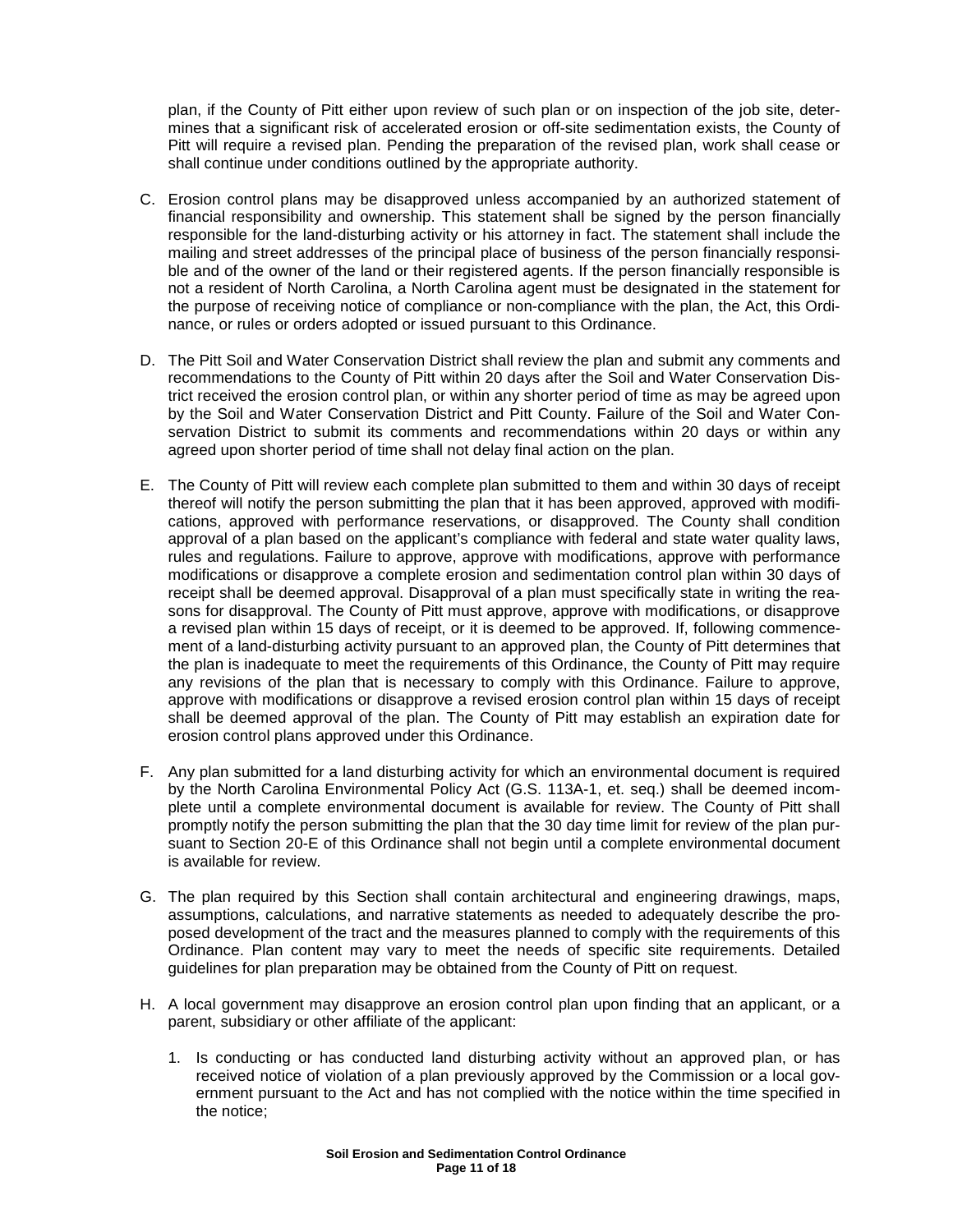plan, if the County of Pitt either upon review of such plan or on inspection of the job site, determines that a significant risk of accelerated erosion or off-site sedimentation exists, the County of Pitt will require a revised plan. Pending the preparation of the revised plan, work shall cease or shall continue under conditions outlined by the appropriate authority.

C. Erosion control plans may be disapproved unless accompanied by an authorized statement of financial responsibility and ownership. This statement shall be signed by the person financially responsible for the land-disturbing activity or his attorney in fact. The statement shall include the mailing and street addresses of the principal place of business of the person financially responsible and of the owner of the land or their registered agents. If the person financially responsible is not a resident of North Carolina, a North Carolina agent must be designated in the statement for the purpose of receiving notice of compliance or non-compliance with the plan, the Act, this Ordinance, or rules or orders adopted or issued pursuant to this Ordinance.

D. The Pitt Soil and Water Conservation District shall review the plan and submit any comments and recommendations to the County of Pitt within 20 days after the Soil and Water Conservation District received the erosion control plan, or within any shorter period of time as may be agreed upon by the Soil and Water Conservation District and Pitt County. Failure of the Soil and Water Conservation District to submit its comments and recommendations within 20 days or within any agreed upon shorter period of time shall not delay final action on the plan.

E. The County of Pitt will review each complete plan submitted to them and within 30 days of receipt thereof will notify the person submitting the plan that it has been approved, approved with modifications, approved with performance reservations, or disapproved. The County shall condition approval of a plan based on the applicant's compliance with federal and state water quality laws, rules and regulations. Failure to approve, approve with modifications, approve with performance modifications or disapprove a complete erosion and sedimentation control plan within 30 days of receipt shall be deemed approval. Disapproval of a plan must specifically state in writing the reasons for disapproval. The County of Pitt must approve, approve with modifications, or disapprove a revised plan within 15 days of receipt, or it is deemed to be approved. If, following commencement of a land-disturbing activity pursuant to an approved plan, the County of Pitt determines that the plan is inadequate to meet the requirements of this Ordinance, the County of Pitt may require any revisions of the plan that is necessary to comply with this Ordinance. Failure to approve, approve with modifications or disapprove a revised erosion control plan within 15 days of receipt shall be deemed approval of the plan. The County of Pitt may establish an expiration date for erosion control plans approved under this Ordinance.

F. Any plan submitted for a land disturbing activity for which an environmental document is required by the North Carolina Environmental Policy Act (G.S. 113A-1, et. seq.) shall be deemed incomplete until a complete environmental document is available for review. The County of Pitt shall promptly notify the person submitting the plan that the 30 day time limit for review of the plan pursuant to Section 20-E of this Ordinance shall not begin until a complete environmental document is available for review.

G. The plan required by this Section shall contain architectural and engineering drawings, maps, assumptions, calculations, and narrative statements as needed to adequately describe the proposed development of the tract and the measures planned to comply with the requirements of this Ordinance. Plan content may vary to meet the needs of specific site requirements. Detailed guidelines for plan preparation may be obtained from the County of Pitt on request.

H. A local government may disapprove an erosion control plan upon finding that an applicant, or a parent, subsidiary or other affiliate of the applicant:

   1. Is conducting or has conducted land disturbing activity without an approved plan, or has received notice of violation of a plan previously approved by the Commission or a local government pursuant to the Act and has not complied with the notice within the time specified in the notice;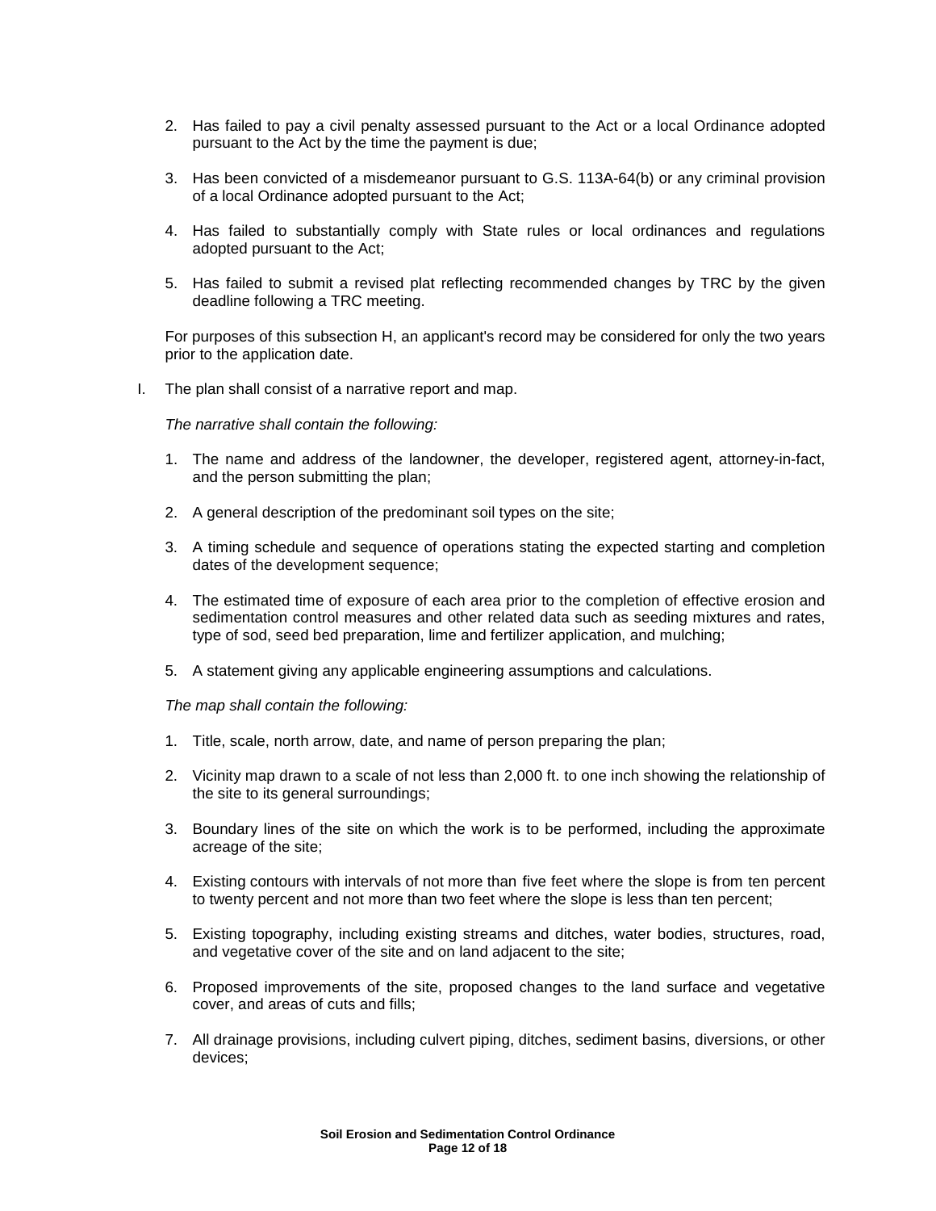2. Has failed to pay a civil penalty assessed pursuant to the Act or a local Ordinance adopted pursuant to the Act by the time the payment is due;

3. Has been convicted of a misdemeanor pursuant to G.S. 113A-64(b) or any criminal provision of a local Ordinance adopted pursuant to the Act;

4. Has failed to substantially comply with State rules or local ordinances and regulations adopted pursuant to the Act;

5. Has failed to submit a revised plat reflecting recommended changes by TRC by the given deadline following a TRC meeting.

For purposes of this subsection H, an applicant's record may be considered for only the two years prior to the application date.

I. The plan shall consist of a narrative report and map.

*The narrative shall contain the following:*

1. The name and address of the landowner, the developer, registered agent, attorney-in-fact, and the person submitting the plan;

2. A general description of the predominant soil types on the site;

3. A timing schedule and sequence of operations stating the expected starting and completion dates of the development sequence;

4. The estimated time of exposure of each area prior to the completion of effective erosion and sedimentation control measures and other related data such as seeding mixtures and rates, type of sod, seed bed preparation, lime and fertilizer application, and mulching;

5. A statement giving any applicable engineering assumptions and calculations.

*The map shall contain the following:*

1. Title, scale, north arrow, date, and name of person preparing the plan;

2. Vicinity map drawn to a scale of not less than 2,000 ft. to one inch showing the relationship of the site to its general surroundings;

3. Boundary lines of the site on which the work is to be performed, including the approximate acreage of the site;

4. Existing contours with intervals of not more than five feet where the slope is from ten percent to twenty percent and not more than two feet where the slope is less than ten percent;

5. Existing topography, including existing streams and ditches, water bodies, structures, road, and vegetative cover of the site and on land adjacent to the site;

6. Proposed improvements of the site, proposed changes to the land surface and vegetative cover, and areas of cuts and fills;

7. All drainage provisions, including culvert piping, ditches, sediment basins, diversions, or other devices;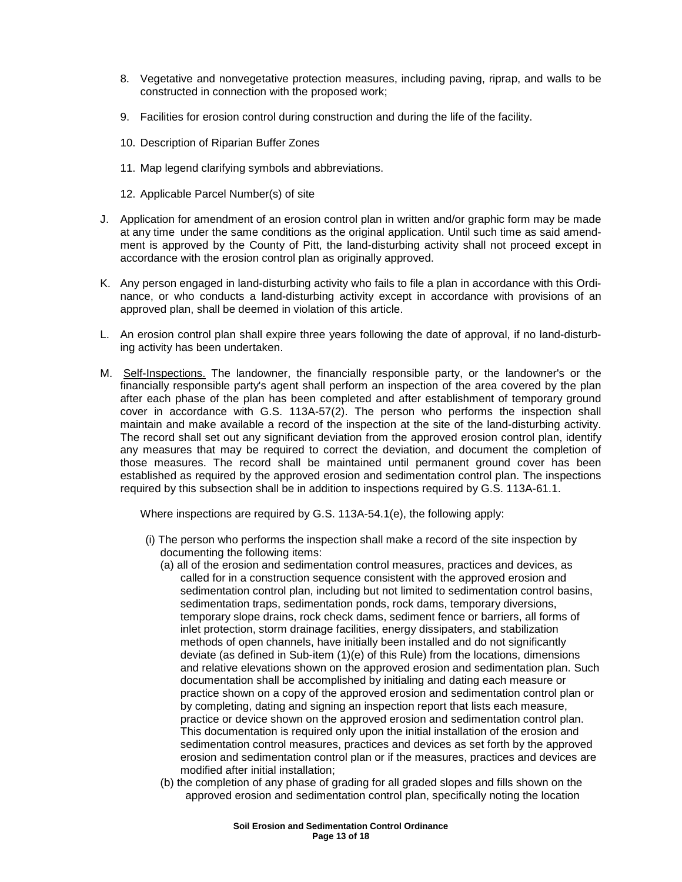8. Vegetative and nonvegetative protection measures, including paving, riprap, and walls to be constructed in connection with the proposed work;

9. Facilities for erosion control during construction and during the life of the facility.

10. Description of Riparian Buffer Zones

11. Map legend clarifying symbols and abbreviations.

12. Applicable Parcel Number(s) of site

J. Application for amendment of an erosion control plan in written and/or graphic form may be made at any time under the same conditions as the original application. Until such time as said amendment is approved by the County of Pitt, the land-disturbing activity shall not proceed except in accordance with the erosion control plan as originally approved.

K. Any person engaged in land-disturbing activity who fails to file a plan in accordance with this Ordinance, or who conducts a land-disturbing activity except in accordance with provisions of an approved plan, shall be deemed in violation of this article.

L. An erosion control plan shall expire three years following the date of approval, if no land-disturbing activity has been undertaken.

M. Self-Inspections. The landowner, the financially responsible party, or the landowner's or the financially responsible party's agent shall perform an inspection of the area covered by the plan after each phase of the plan has been completed and after establishment of temporary ground cover in accordance with G.S. 113A-57(2). The person who performs the inspection shall maintain and make available a record of the inspection at the site of the land-disturbing activity. The record shall set out any significant deviation from the approved erosion control plan, identify any measures that may be required to correct the deviation, and document the completion of those measures. The record shall be maintained until permanent ground cover has been established as required by the approved erosion and sedimentation control plan. The inspections required by this subsection shall be in addition to inspections required by G.S. 113A-61.1.

   Where inspections are required by G.S. 113A-54.1(e), the following apply:

   (i) The person who performs the inspection shall make a record of the site inspection by documenting the following items:

   (a) all of the erosion and sedimentation control measures, practices and devices, as called for in a construction sequence consistent with the approved erosion and sedimentation control plan, including but not limited to sedimentation control basins, sedimentation traps, sedimentation ponds, rock dams, temporary diversions, temporary slope drains, rock check dams, sediment fence or barriers, all forms of inlet protection, storm drainage facilities, energy dissipaters, and stabilization methods of open channels, have initially been installed and do not significantly deviate (as defined in Sub-item (1)(e) of this Rule) from the locations, dimensions and relative elevations shown on the approved erosion and sedimentation plan. Such documentation shall be accomplished by initialing and dating each measure or practice shown on a copy of the approved erosion and sedimentation control plan or by completing, dating and signing an inspection report that lists each measure, practice or device shown on the approved erosion and sedimentation control plan. This documentation is required only upon the initial installation of the erosion and sedimentation control measures, practices and devices as set forth by the approved erosion and sedimentation control plan or if the measures, practices and devices are modified after initial installation;

   (b) the completion of any phase of grading for all graded slopes and fills shown on the approved erosion and sedimentation control plan, specifically noting the location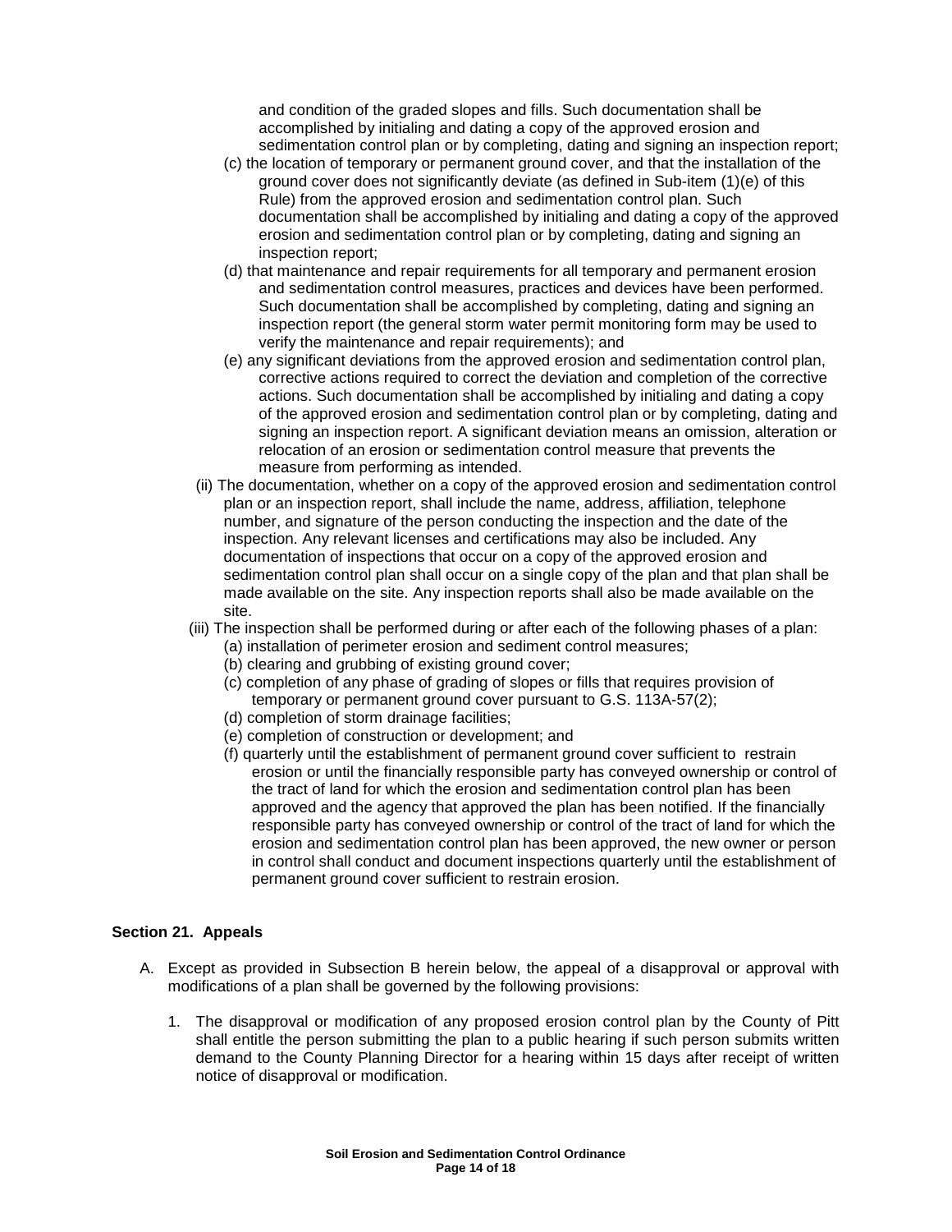and condition of the graded slopes and fills. Such documentation shall be accomplished by initialing and dating a copy of the approved erosion and sedimentation control plan or by completing, dating and signing an inspection report;

(c) the location of temporary or permanent ground cover, and that the installation of the ground cover does not significantly deviate (as defined in Sub-item (1)(e) of this Rule) from the approved erosion and sedimentation control plan. Such documentation shall be accomplished by initialing and dating a copy of the approved erosion and sedimentation control plan or by completing, dating and signing an inspection report;

(d) that maintenance and repair requirements for all temporary and permanent erosion and sedimentation control measures, practices and devices have been performed. Such documentation shall be accomplished by completing, dating and signing an inspection report (the general storm water permit monitoring form may be used to verify the maintenance and repair requirements); and

(e) any significant deviations from the approved erosion and sedimentation control plan, corrective actions required to correct the deviation and completion of the corrective actions. Such documentation shall be accomplished by initialing and dating a copy of the approved erosion and sedimentation control plan or by completing, dating and signing an inspection report. A significant deviation means an omission, alteration or relocation of an erosion or sedimentation control measure that prevents the measure from performing as intended.

(ii) The documentation, whether on a copy of the approved erosion and sedimentation control plan or an inspection report, shall include the name, address, affiliation, telephone number, and signature of the person conducting the inspection and the date of the inspection. Any relevant licenses and certifications may also be included. Any documentation of inspections that occur on a copy of the approved erosion and sedimentation control plan shall occur on a single copy of the plan and that plan shall be made available on the site. Any inspection reports shall also be made available on the site.

(iii) The inspection shall be performed during or after each of the following phases of a plan:

(a) installation of perimeter erosion and sediment control measures;

(b) clearing and grubbing of existing ground cover;

(c) completion of any phase of grading of slopes or fills that requires provision of temporary or permanent ground cover pursuant to G.S. 113A-57(2);

(d) completion of storm drainage facilities;

(e) completion of construction or development; and

(f) quarterly until the establishment of permanent ground cover sufficient to restrain erosion or until the financially responsible party has conveyed ownership or control of the tract of land for which the erosion and sedimentation control plan has been approved and the agency that approved the plan has been notified. If the financially responsible party has conveyed ownership or control of the tract of land for which the erosion and sedimentation control plan has been approved, the new owner or person in control shall conduct and document inspections quarterly until the establishment of permanent ground cover sufficient to restrain erosion.

**Section 21. Appeals**

A. Except as provided in Subsection B herein below, the appeal of a disapproval or approval with modifications of a plan shall be governed by the following provisions:

1. The disapproval or modification of any proposed erosion control plan by the County of Pitt shall entitle the person submitting the plan to a public hearing if such person submits written demand to the County Planning Director for a hearing within 15 days after receipt of written notice of disapproval or modification.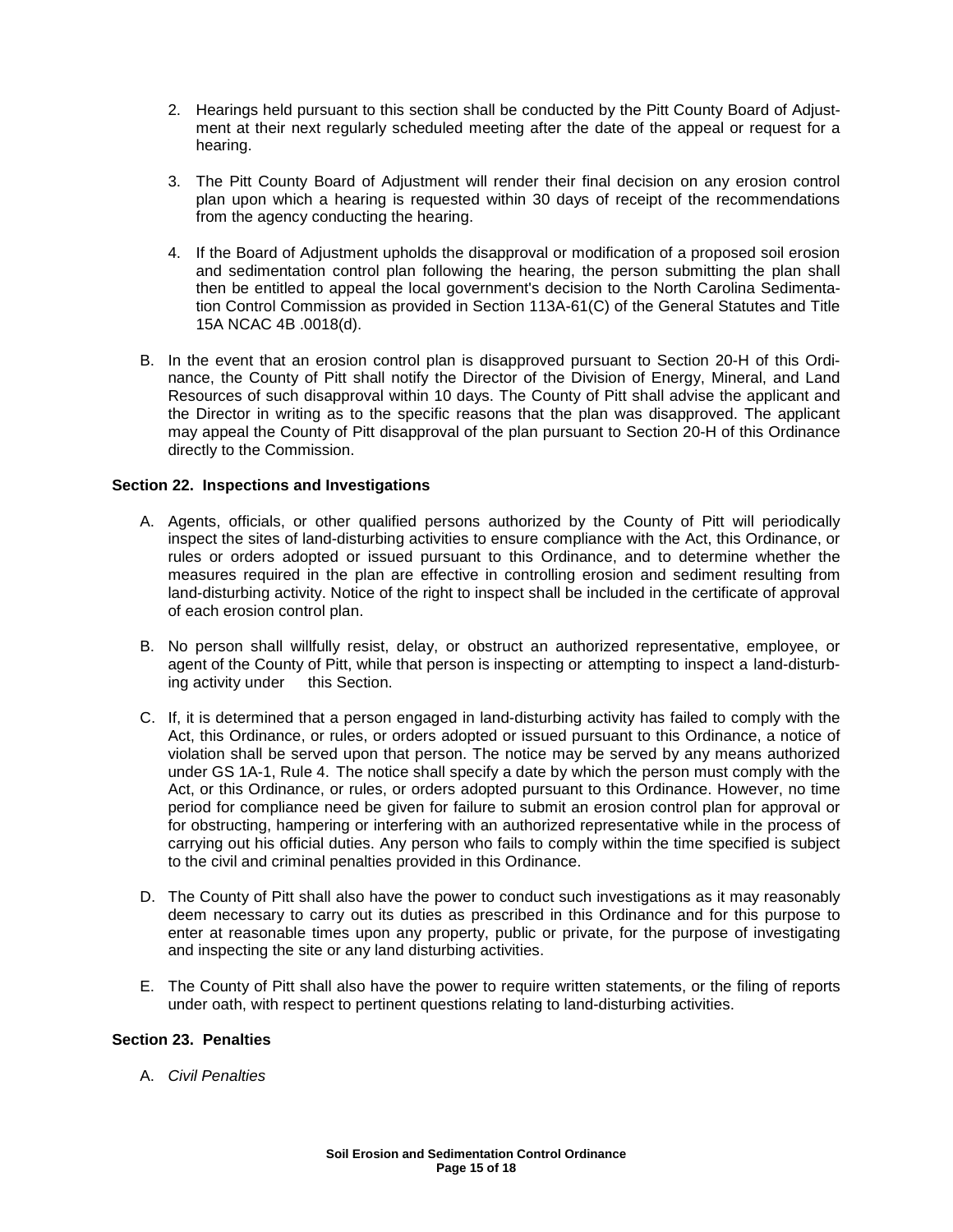2. Hearings held pursuant to this section shall be conducted by the Pitt County Board of Adjustment at their next regularly scheduled meeting after the date of the appeal or request for a hearing.

3. The Pitt County Board of Adjustment will render their final decision on any erosion control plan upon which a hearing is requested within 30 days of receipt of the recommendations from the agency conducting the hearing.

4. If the Board of Adjustment upholds the disapproval or modification of a proposed soil erosion and sedimentation control plan following the hearing, the person submitting the plan shall then be entitled to appeal the local government's decision to the North Carolina Sedimentation Control Commission as provided in Section 113A-61(C) of the General Statutes and Title 15A NCAC 4B .0018(d).

B. In the event that an erosion control plan is disapproved pursuant to Section 20-H of this Ordinance, the County of Pitt shall notify the Director of the Division of Energy, Mineral, and Land Resources of such disapproval within 10 days. The County of Pitt shall advise the applicant and the Director in writing as to the specific reasons that the plan was disapproved. The applicant may appeal the County of Pitt disapproval of the plan pursuant to Section 20-H of this Ordinance directly to the Commission.

**Section 22. Inspections and Investigations**

A. Agents, officials, or other qualified persons authorized by the County of Pitt will periodically inspect the sites of land-disturbing activities to ensure compliance with the Act, this Ordinance, or rules or orders adopted or issued pursuant to this Ordinance, and to determine whether the measures required in the plan are effective in controlling erosion and sediment resulting from land-disturbing activity. Notice of the right to inspect shall be included in the certificate of approval of each erosion control plan.

B. No person shall willfully resist, delay, or obstruct an authorized representative, employee, or agent of the County of Pitt, while that person is inspecting or attempting to inspect a land-disturbing activity under this Section.

C. If, it is determined that a person engaged in land-disturbing activity has failed to comply with the Act, this Ordinance, or rules, or orders adopted or issued pursuant to this Ordinance, a notice of violation shall be served upon that person. The notice may be served by any means authorized under GS 1A-1, Rule 4. The notice shall specify a date by which the person must comply with the Act, or this Ordinance, or rules, or orders adopted pursuant to this Ordinance. However, no time period for compliance need be given for failure to submit an erosion control plan for approval or for obstructing, hampering or interfering with an authorized representative while in the process of carrying out his official duties. Any person who fails to comply within the time specified is subject to the civil and criminal penalties provided in this Ordinance.

D. The County of Pitt shall also have the power to conduct such investigations as it may reasonably deem necessary to carry out its duties as prescribed in this Ordinance and for this purpose to enter at reasonable times upon any property, public or private, for the purpose of investigating and inspecting the site or any land disturbing activities.

E. The County of Pitt shall also have the power to require written statements, or the filing of reports under oath, with respect to pertinent questions relating to land-disturbing activities.

**Section 23. Penalties**

A. *Civil Penalties*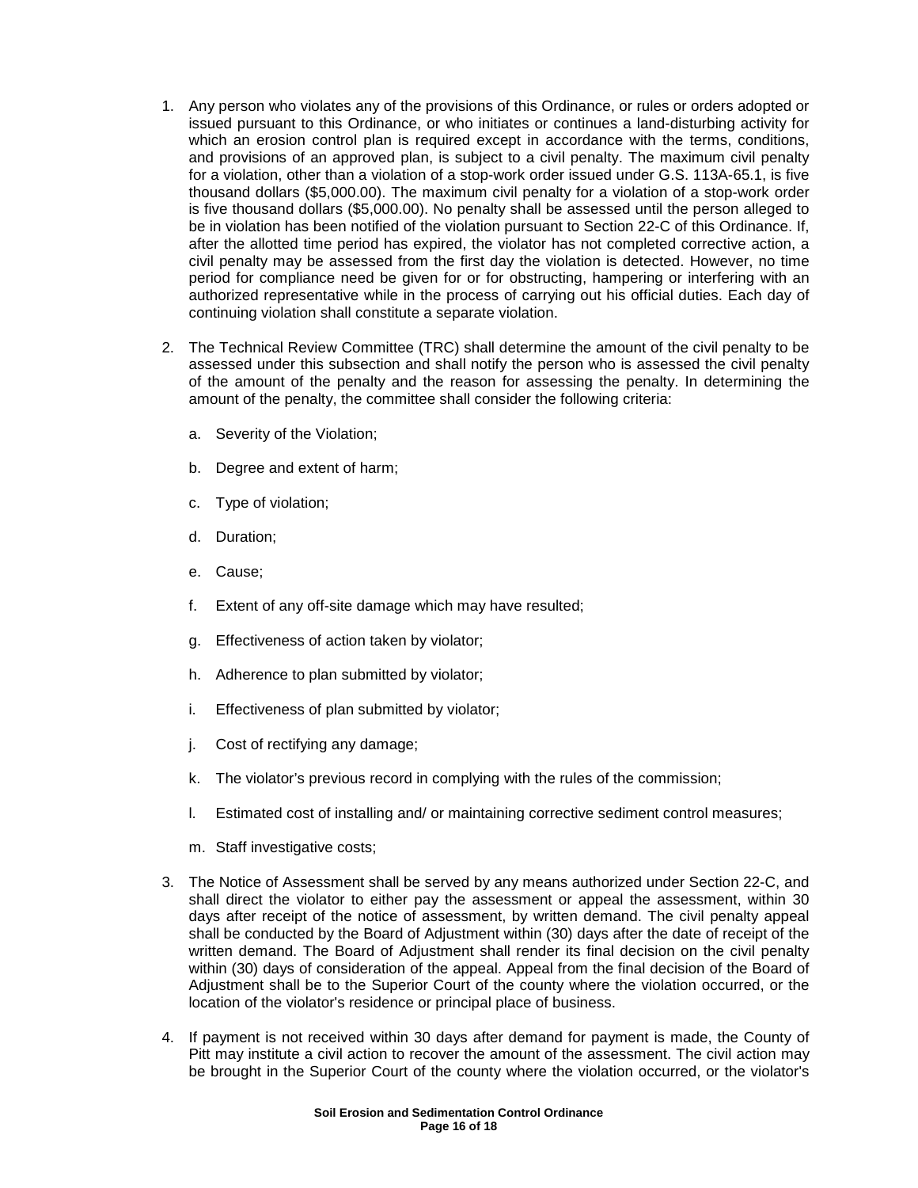1. Any person who violates any of the provisions of this Ordinance, or rules or orders adopted or issued pursuant to this Ordinance, or who initiates or continues a land-disturbing activity for which an erosion control plan is required except in accordance with the terms, conditions, and provisions of an approved plan, is subject to a civil penalty. The maximum civil penalty for a violation, other than a violation of a stop-work order issued under G.S. 113A-65.1, is five thousand dollars ($5,000.00). The maximum civil penalty for a violation of a stop-work order is five thousand dollars ($5,000.00). No penalty shall be assessed until the person alleged to be in violation has been notified of the violation pursuant to Section 22-C of this Ordinance. If, after the allotted time period has expired, the violator has not completed corrective action, a civil penalty may be assessed from the first day the violation is detected. However, no time period for compliance need be given for or for obstructing, hampering or interfering with an authorized representative while in the process of carrying out his official duties. Each day of continuing violation shall constitute a separate violation.

2. The Technical Review Committee (TRC) shall determine the amount of the civil penalty to be assessed under this subsection and shall notify the person who is assessed the civil penalty of the amount of the penalty and the reason for assessing the penalty. In determining the amount of the penalty, the committee shall consider the following criteria:

   a. Severity of the Violation;

   b. Degree and extent of harm;

   c. Type of violation;

   d. Duration;

   e. Cause;

   f. Extent of any off-site damage which may have resulted;

   g. Effectiveness of action taken by violator;

   h. Adherence to plan submitted by violator;

   i. Effectiveness of plan submitted by violator;

   j. Cost of rectifying any damage;

   k. The violator's previous record in complying with the rules of the commission;

   l. Estimated cost of installing and/ or maintaining corrective sediment control measures;

   m. Staff investigative costs;

3. The Notice of Assessment shall be served by any means authorized under Section 22-C, and shall direct the violator to either pay the assessment or appeal the assessment, within 30 days after receipt of the notice of assessment, by written demand. The civil penalty appeal shall be conducted by the Board of Adjustment within (30) days after the date of receipt of the written demand. The Board of Adjustment shall render its final decision on the civil penalty within (30) days of consideration of the appeal. Appeal from the final decision of the Board of Adjustment shall be to the Superior Court of the county where the violation occurred, or the location of the violator's residence or principal place of business.

4. If payment is not received within 30 days after demand for payment is made, the County of Pitt may institute a civil action to recover the amount of the assessment. The civil action may be brought in the Superior Court of the county where the violation occurred, or the violator's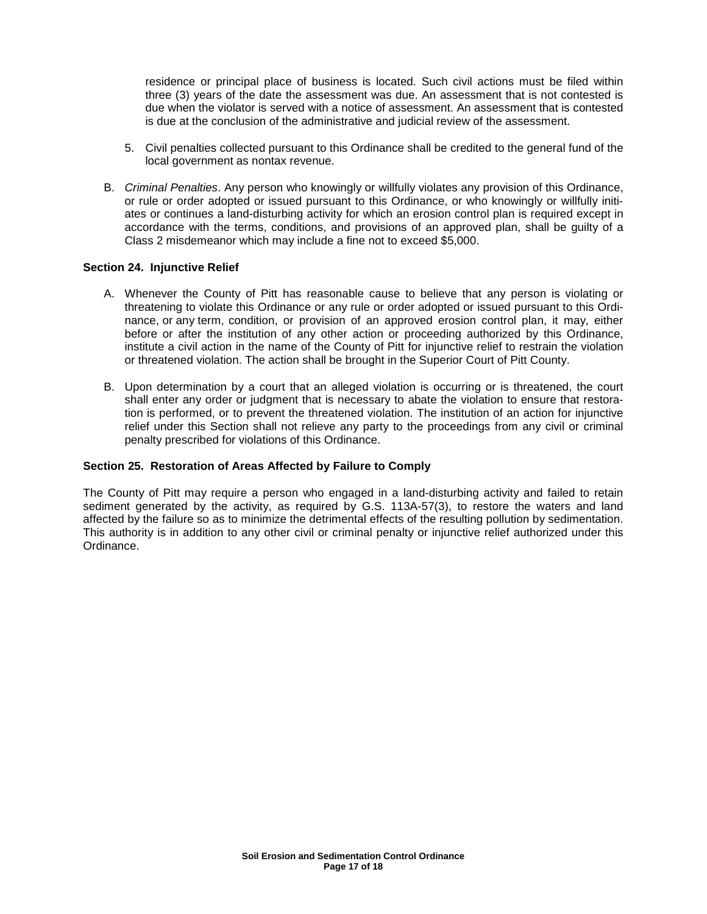residence or principal place of business is located. Such civil actions must be filed within three (3) years of the date the assessment was due. An assessment that is not contested is due when the violator is served with a notice of assessment. An assessment that is contested is due at the conclusion of the administrative and judicial review of the assessment.

5. Civil penalties collected pursuant to this Ordinance shall be credited to the general fund of the local government as nontax revenue.

B. *Criminal Penalties*. Any person who knowingly or willfully violates any provision of this Ordinance, or rule or order adopted or issued pursuant to this Ordinance, or who knowingly or willfully initiates or continues a land-disturbing activity for which an erosion control plan is required except in accordance with the terms, conditions, and provisions of an approved plan, shall be guilty of a Class 2 misdemeanor which may include a fine not to exceed $5,000.

### Section 24. Injunctive Relief

A. Whenever the County of Pitt has reasonable cause to believe that any person is violating or threatening to violate this Ordinance or any rule or order adopted or issued pursuant to this Ordinance, or any term, condition, or provision of an approved erosion control plan, it may, either before or after the institution of any other action or proceeding authorized by this Ordinance, institute a civil action in the name of the County of Pitt for injunctive relief to restrain the violation or threatened violation. The action shall be brought in the Superior Court of Pitt County.

B. Upon determination by a court that an alleged violation is occurring or is threatened, the court shall enter any order or judgment that is necessary to abate the violation to ensure that restoration is performed, or to prevent the threatened violation. The institution of an action for injunctive relief under this Section shall not relieve any party to the proceedings from any civil or criminal penalty prescribed for violations of this Ordinance.

### Section 25. Restoration of Areas Affected by Failure to Comply

The County of Pitt may require a person who engaged in a land-disturbing activity and failed to retain sediment generated by the activity, as required by G.S. 113A-57(3), to restore the waters and land affected by the failure so as to minimize the detrimental effects of the resulting pollution by sedimentation. This authority is in addition to any other civil or criminal penalty or injunctive relief authorized under this Ordinance.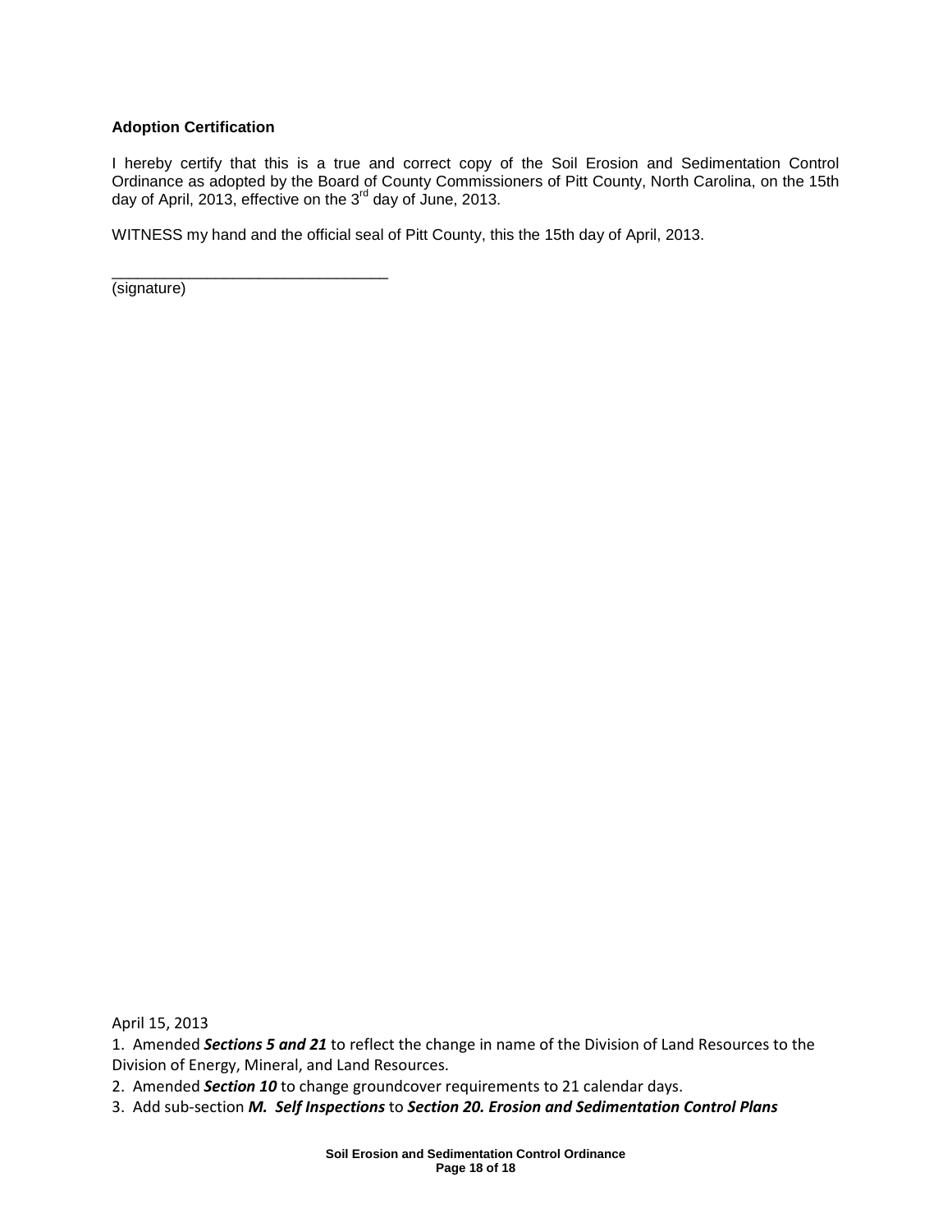**Adoption Certification**

I hereby certify that this is a true and correct copy of the Soil Erosion and Sedimentation Control Ordinance as adopted by the Board of County Commissioners of Pitt County, North Carolina, on the 15th day of April, 2013, effective on the 3rd day of June, 2013.

WITNESS my hand and the official seal of Pitt County, this the 15th day of April, 2013.

________________________________
(signature)

April 15, 2013

1. Amended ***Sections 5 and 21*** to reflect the change in name of the Division of Land Resources to the Division of Energy, Mineral, and Land Resources.
2. Amended ***Section 10*** to change groundcover requirements to 21 calendar days.
3. Add sub-section ***M. Self Inspections*** to ***Section 20. Erosion and Sedimentation Control Plans***